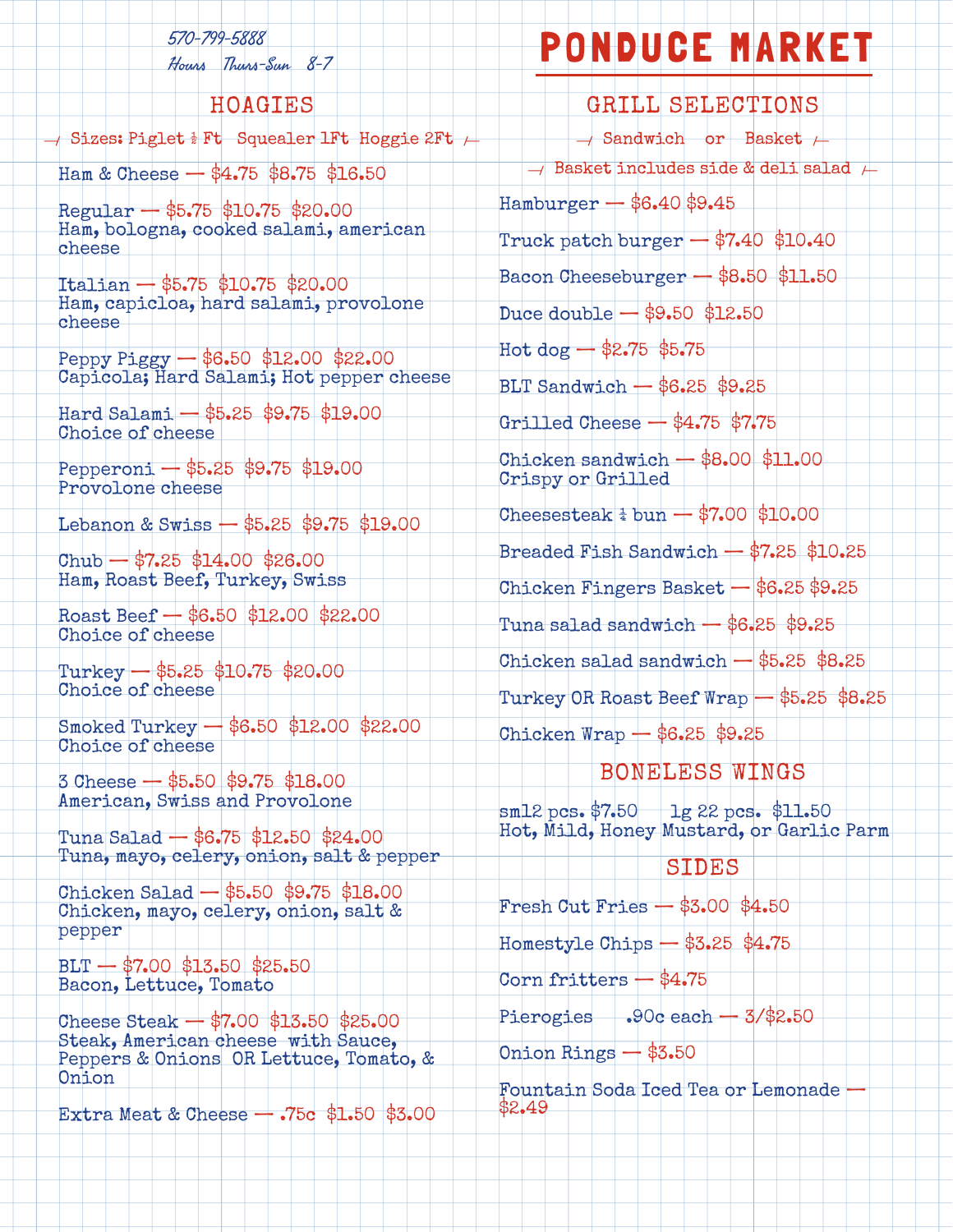570-799-5888

Hours Thurs-Sun 8-7

# PONDUCE MARKET

## HOAGIES

Sizes: Piglet ½ Ft Squealer 1Ft Hoggie 2Ft

Ham & Cheese — $4.75 $8.75 $16.50

Regular — $5.75 $10.75 $20.00
Ham, bologna, cooked salami, american cheese

Italian — $5.75 $10.75 $20.00
Ham, capicloa, hard salami, provolone cheese

Peppy Piggy — $6.50 $12.00 $22.00
Capicola; Hard Salami; Hot pepper cheese

Hard Salami — $5.25 $9.75 $19.00
Choice of cheese

Pepperoni — $5.25 $9.75 $19.00
Provolone cheese

Lebanon & Swiss — $5.25 $9.75 $19.00

Chub — $7.25 $14.00 $26.00
Ham, Roast Beef, Turkey, Swiss

Roast Beef — $6.50 $12.00 $22.00
Choice of cheese

Turkey — $5.25 $10.75 $20.00
Choice of cheese

Smoked Turkey — $6.50 $12.00 $22.00
Choice of cheese

3 Cheese — $5.50 $9.75 $18.00
American, Swiss and Provolone

Tuna Salad — $6.75 $12.50 $24.00
Tuna, mayo, celery, onion, salt & pepper

Chicken Salad — $5.50 $9.75 $18.00
Chicken, mayo, celery, onion, salt & pepper

BLT — $7.00 $13.50 $25.50
Bacon, Lettuce, Tomato

Cheese Steak — $7.00 $13.50 $25.00
Steak, American cheese with Sauce, Peppers & Onions OR Lettuce, Tomato, & Onion

Extra Meat & Cheese — .75c $1.50 $3.00

## GRILL SELECTIONS

Sandwich or Basket

Basket includes side & deli salad

Hamburger — $6.40 $9.45

Truck patch burger — $7.40 $10.40

Bacon Cheeseburger — $8.50 $11.50

Duce double — $9.50 $12.50

Hot dog — $2.75 $5.75

BLT Sandwich — $6.25 $9.25

Grilled Cheese — $4.75 $7.75

Chicken sandwich — $8.00 $11.00
Crispy or Grilled

Cheesesteak ¼ bun — $7.00 $10.00

Breaded Fish Sandwich — $7.25 $10.25

Chicken Fingers Basket — $6.25 $9.25

Tuna salad sandwich — $6.25 $9.25

Chicken salad sandwich — $5.25 $8.25

Turkey OR Roast Beef Wrap — $5.25 $8.25

Chicken Wrap — $6.25 $9.25

## BONELESS WINGS

sml2 pcs. $7.50 lg 22 pcs. $11.50
Hot, Mild, Honey Mustard, or Garlic Parm

## SIDES

Fresh Cut Fries — $3.00 $4.50

Homestyle Chips — $3.25 $4.75

Corn fritters — $4.75

Pierogies .90c each — 3/$2.50

Onion Rings — $3.50

Fountain Soda Iced Tea or Lemonade — $2.49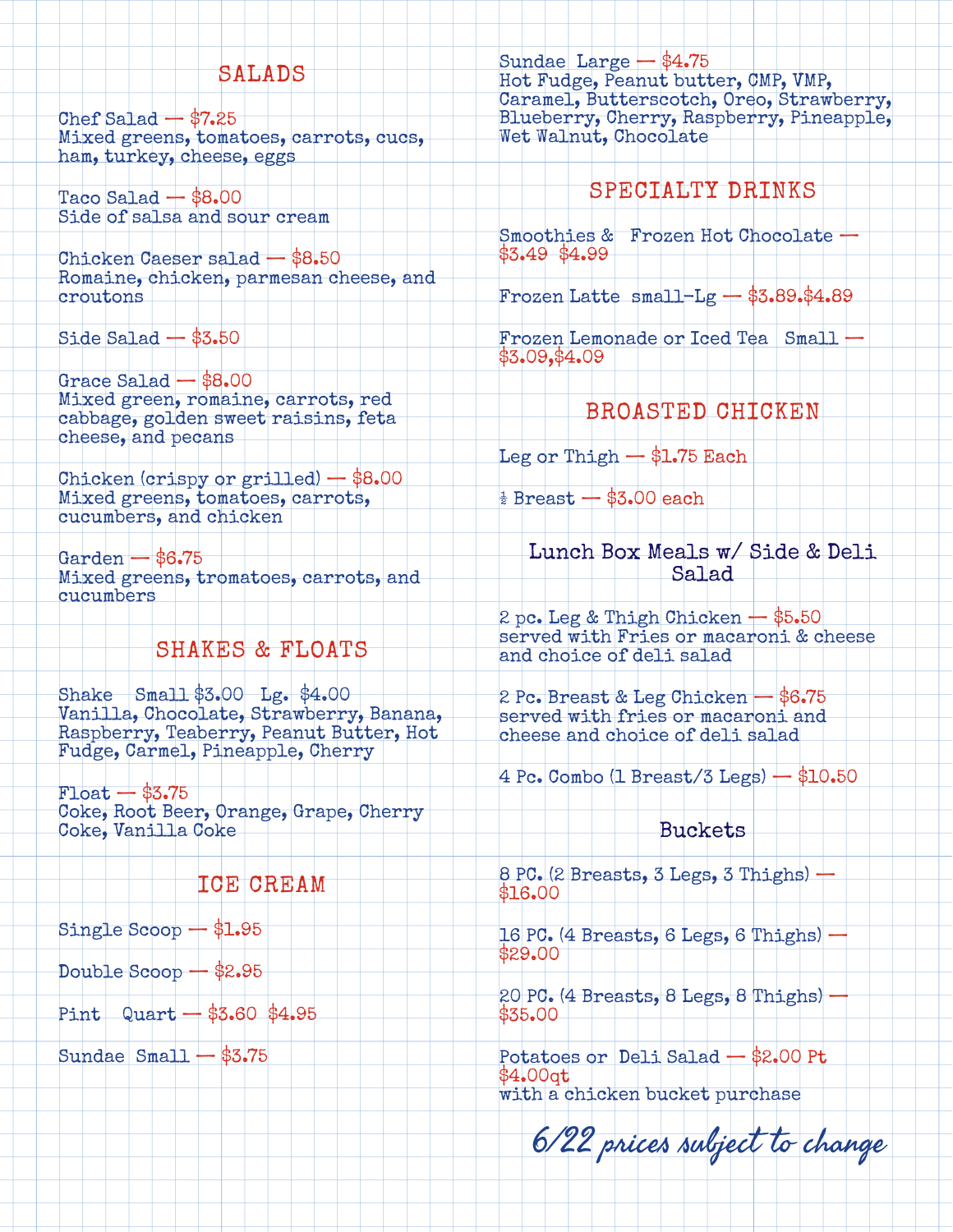## SALADS

Chef Salad — $7.25
Mixed greens, tomatoes, carrots, cucs, ham, turkey, cheese, eggs

Taco Salad — $8.00
Side of salsa and sour cream

Chicken Caeser salad — $8.50
Romaine, chicken, parmesan cheese, and croutons

Side Salad — $3.50

Grace Salad — $8.00
Mixed green, romaine, carrots, red cabbage, golden sweet raisins, feta cheese, and pecans

Chicken (crispy or grilled) — $8.00
Mixed greens, tomatoes, carrots, cucumbers, and chicken

Garden — $6.75
Mixed greens, tromatoes, carrots, and cucumbers

## SHAKES & FLOATS

Shake Small $3.00 Lg. $4.00
Vanilla, Chocolate, Strawberry, Banana, Raspberry, Teaberry, Peanut Butter, Hot Fudge, Carmel, Pineapple, Cherry

Float — $3.75
Coke, Root Beer, Orange, Grape, Cherry Coke, Vanilla Coke

## ICE CREAM

Single Scoop — $1.95

Double Scoop — $2.95

Pint Quart — $3.60 $4.95

Sundae Small — $3.75

Sundae Large — $4.75
Hot Fudge, Peanut butter, CMP, VMP, Caramel, Butterscotch, Oreo, Strawberry, Blueberry, Cherry, Raspberry, Pineapple, Wet Walnut, Chocolate

## SPECIALTY DRINKS

Smoothies & Frozen Hot Chocolate — $3.49 $4.99

Frozen Latte small-Lg — $3.89.$4.89

Frozen Lemonade or Iced Tea Small — $3.09,$4.09

## BROASTED CHICKEN

Leg or Thigh — $1.75 Each

½ Breast — $3.00 each

### Lunch Box Meals w/ Side & Deli Salad

2 pc. Leg & Thigh Chicken — $5.50
served with Fries or macaroni & cheese and choice of deli salad

2 Pc. Breast & Leg Chicken — $6.75
served with fries or macaroni and cheese and choice of deli salad

4 Pc. Combo (1 Breast/3 Legs) — $10.50

### Buckets

8 PC. (2 Breasts, 3 Legs, 3 Thighs) — $16.00

16 PC. (4 Breasts, 6 Legs, 6 Thighs) — $29.00

20 PC. (4 Breasts, 8 Legs, 8 Thighs) — $35.00

Potatoes or Deli Salad — $2.00 Pt $4.00qt
with a chicken bucket purchase

*6/22 prices subject to change*